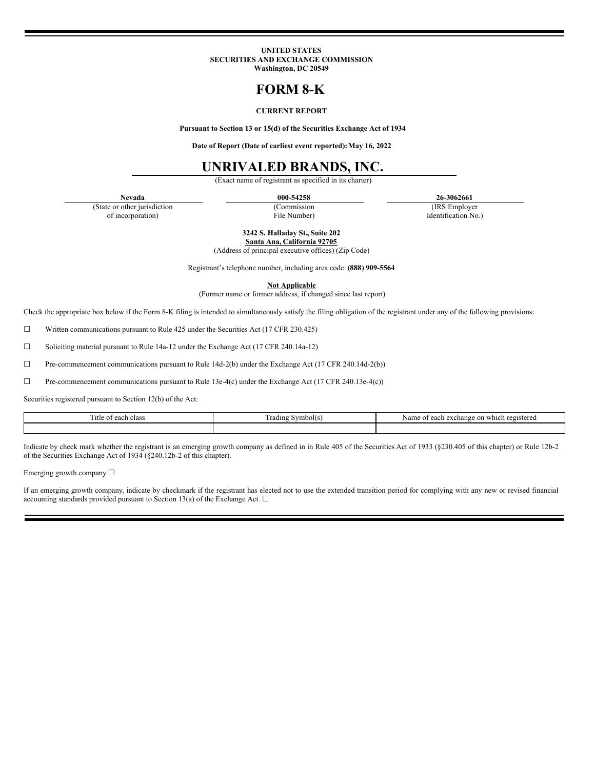**UNITED STATES**
**SECURITIES AND EXCHANGE COMMISSION**
**Washington, DC 20549**

# FORM 8-K

**CURRENT REPORT**

**Pursuant to Section 13 or 15(d) of the Securities Exchange Act of 1934**

**Date of Report (Date of earliest event reported): May 16, 2022**

# UNRIVALED BRANDS, INC.

(Exact name of registrant as specified in its charter)

| **Nevada** | **000-54258** | **26-3062661** |
|---|---|---|
| (State or other jurisdiction of incorporation) | (Commission File Number) | (IRS Employer Identification No.) |

**3242 S. Halladay St., Suite 202**
**Santa Ana, California 92705**
(Address of principal executive offices) (Zip Code)

Registrant's telephone number, including area code: **(888) 909-5564**

**Not Applicable**
(Former name or former address, if changed since last report)

Check the appropriate box below if the Form 8-K filing is intended to simultaneously satisfy the filing obligation of the registrant under any of the following provisions:

☐ Written communications pursuant to Rule 425 under the Securities Act (17 CFR 230.425)

☐ Soliciting material pursuant to Rule 14a-12 under the Exchange Act (17 CFR 240.14a-12)

☐ Pre-commencement communications pursuant to Rule 14d-2(b) under the Exchange Act (17 CFR 240.14d-2(b))

☐ Pre-commencement communications pursuant to Rule 13e-4(c) under the Exchange Act (17 CFR 240.13e-4(c))

Securities registered pursuant to Section 12(b) of the Act:

| Title of each class | Trading Symbol(s) | Name of each exchange on which registered |
|---|---|---|
| | | |

Indicate by check mark whether the registrant is an emerging growth company as defined in in Rule 405 of the Securities Act of 1933 (§230.405 of this chapter) or Rule 12b-2 of the Securities Exchange Act of 1934 (§240.12b-2 of this chapter).

Emerging growth company ☐

If an emerging growth company, indicate by checkmark if the registrant has elected not to use the extended transition period for complying with any new or revised financial accounting standards provided pursuant to Section 13(a) of the Exchange Act. ☐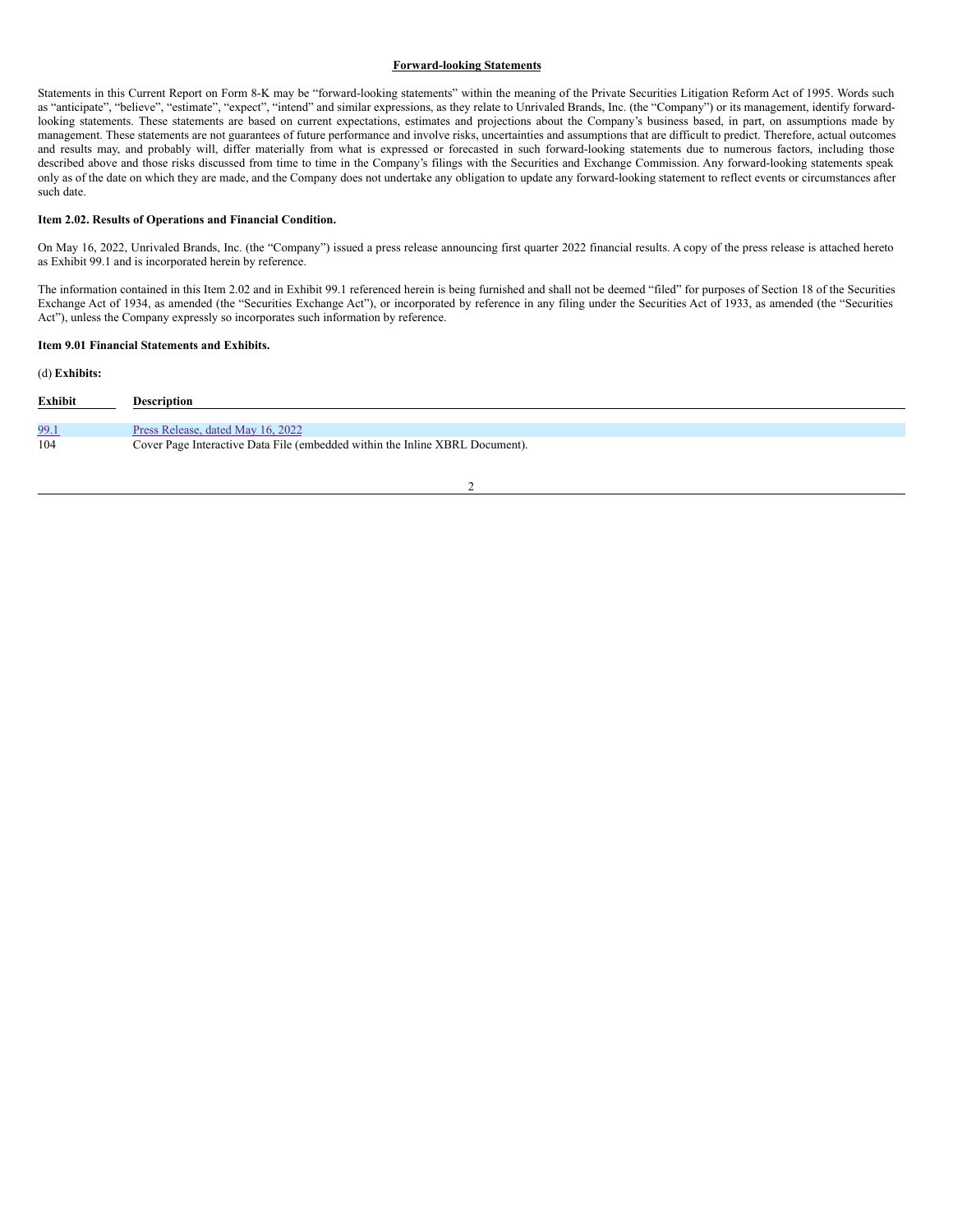**Forward-looking Statements**

Statements in this Current Report on Form 8-K may be "forward-looking statements" within the meaning of the Private Securities Litigation Reform Act of 1995. Words such as "anticipate", "believe", "estimate", "expect", "intend" and similar expressions, as they relate to Unrivaled Brands, Inc. (the "Company") or its management, identify forward-looking statements. These statements are based on current expectations, estimates and projections about the Company's business based, in part, on assumptions made by management. These statements are not guarantees of future performance and involve risks, uncertainties and assumptions that are difficult to predict. Therefore, actual outcomes and results may, and probably will, differ materially from what is expressed or forecasted in such forward-looking statements due to numerous factors, including those described above and those risks discussed from time to time in the Company's filings with the Securities and Exchange Commission. Any forward-looking statements speak only as of the date on which they are made, and the Company does not undertake any obligation to update any forward-looking statement to reflect events or circumstances after such date.

**Item 2.02. Results of Operations and Financial Condition.**

On May 16, 2022, Unrivaled Brands, Inc. (the "Company") issued a press release announcing first quarter 2022 financial results. A copy of the press release is attached hereto as Exhibit 99.1 and is incorporated herein by reference.

The information contained in this Item 2.02 and in Exhibit 99.1 referenced herein is being furnished and shall not be deemed "filed" for purposes of Section 18 of the Securities Exchange Act of 1934, as amended (the "Securities Exchange Act"), or incorporated by reference in any filing under the Securities Act of 1933, as amended (the "Securities Act"), unless the Company expressly so incorporates such information by reference.

**Item 9.01 Financial Statements and Exhibits.**

(d) **Exhibits:**

| Exhibit | Description |
|---|---|
| 99.1 | Press Release, dated May 16, 2022 |
| 104 | Cover Page Interactive Data File (embedded within the Inline XBRL Document). |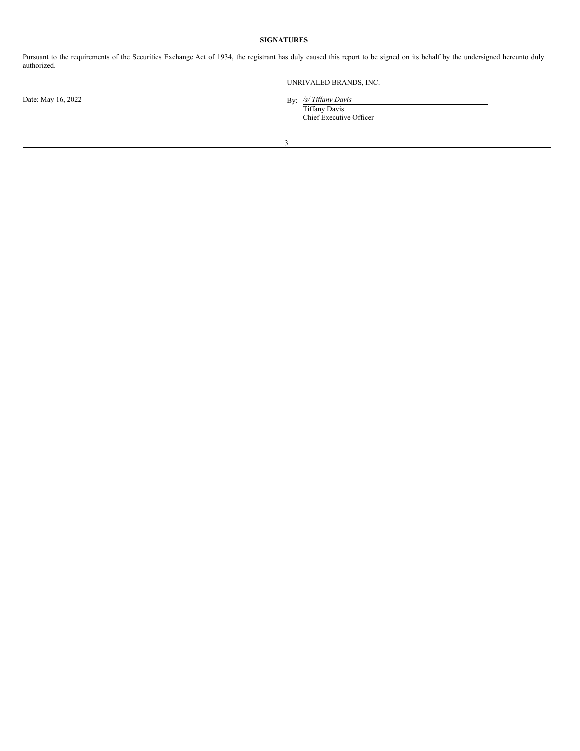**SIGNATURES**

Pursuant to the requirements of the Securities Exchange Act of 1934, the registrant has duly caused this report to be signed on its behalf by the undersigned hereunto duly authorized.

UNRIVALED BRANDS, INC.

Date: May 16, 2022

By: */s/ Tiffany Davis*
Tiffany Davis
Chief Executive Officer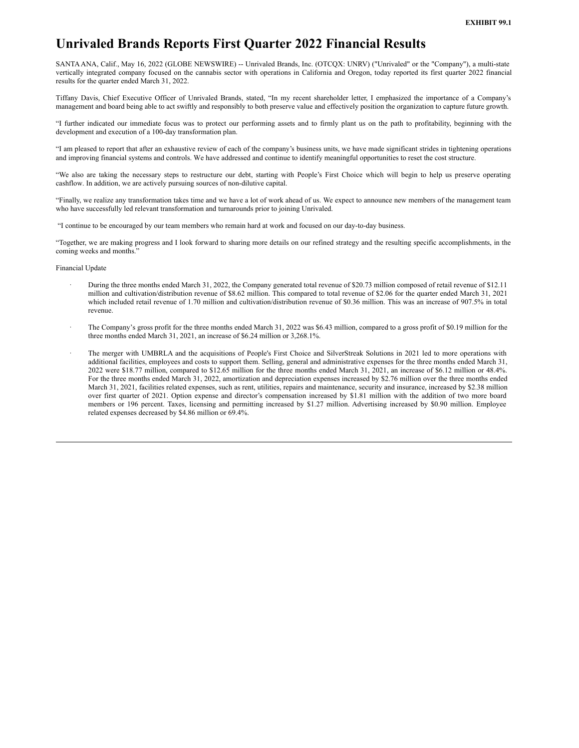**EXHIBIT 99.1**

# Unrivaled Brands Reports First Quarter 2022 Financial Results

SANTA ANA, Calif., May 16, 2022 (GLOBE NEWSWIRE) -- Unrivaled Brands, Inc. (OTCQX: UNRV) ("Unrivaled" or the "Company"), a multi-state vertically integrated company focused on the cannabis sector with operations in California and Oregon, today reported its first quarter 2022 financial results for the quarter ended March 31, 2022.

Tiffany Davis, Chief Executive Officer of Unrivaled Brands, stated, "In my recent shareholder letter, I emphasized the importance of a Company's management and board being able to act swiftly and responsibly to both preserve value and effectively position the organization to capture future growth.

"I further indicated our immediate focus was to protect our performing assets and to firmly plant us on the path to profitability, beginning with the development and execution of a 100-day transformation plan.

"I am pleased to report that after an exhaustive review of each of the company's business units, we have made significant strides in tightening operations and improving financial systems and controls. We have addressed and continue to identify meaningful opportunities to reset the cost structure.

"We also are taking the necessary steps to restructure our debt, starting with People's First Choice which will begin to help us preserve operating cashflow. In addition, we are actively pursuing sources of non-dilutive capital.

"Finally, we realize any transformation takes time and we have a lot of work ahead of us. We expect to announce new members of the management team who have successfully led relevant transformation and turnarounds prior to joining Unrivaled.

"I continue to be encouraged by our team members who remain hard at work and focused on our day-to-day business.

"Together, we are making progress and I look forward to sharing more details on our refined strategy and the resulting specific accomplishments, in the coming weeks and months."

Financial Update

- During the three months ended March 31, 2022, the Company generated total revenue of $20.73 million composed of retail revenue of $12.11 million and cultivation/distribution revenue of $8.62 million. This compared to total revenue of $2.06 for the quarter ended March 31, 2021 which included retail revenue of 1.70 million and cultivation/distribution revenue of $0.36 million. This was an increase of 907.5% in total revenue.

- The Company's gross profit for the three months ended March 31, 2022 was $6.43 million, compared to a gross profit of $0.19 million for the three months ended March 31, 2021, an increase of $6.24 million or 3,268.1%.

- The merger with UMBRLA and the acquisitions of People's First Choice and SilverStreak Solutions in 2021 led to more operations with additional facilities, employees and costs to support them. Selling, general and administrative expenses for the three months ended March 31, 2022 were $18.77 million, compared to $12.65 million for the three months ended March 31, 2021, an increase of $6.12 million or 48.4%. For the three months ended March 31, 2022, amortization and depreciation expenses increased by $2.76 million over the three months ended March 31, 2021, facilities related expenses, such as rent, utilities, repairs and maintenance, security and insurance, increased by $2.38 million over first quarter of 2021. Option expense and director's compensation increased by $1.81 million with the addition of two more board members or 196 percent. Taxes, licensing and permitting increased by $1.27 million. Advertising increased by $0.90 million. Employee related expenses decreased by $4.86 million or 69.4%.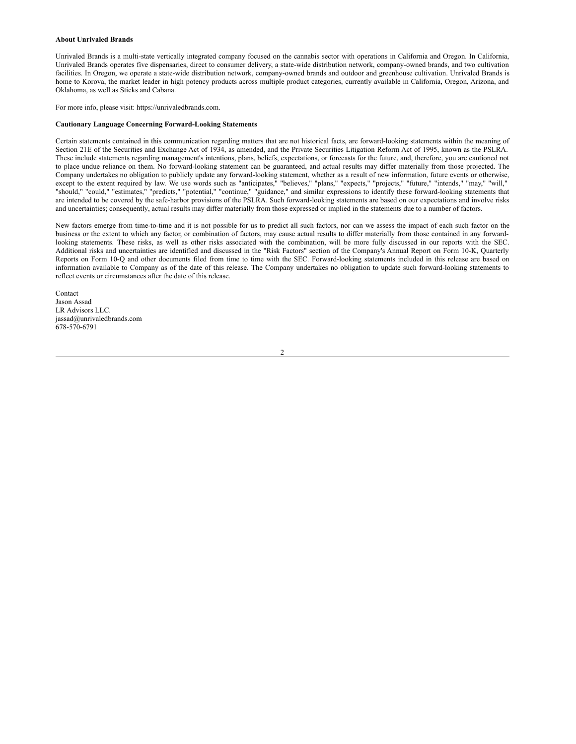**About Unrivaled Brands**

Unrivaled Brands is a multi-state vertically integrated company focused on the cannabis sector with operations in California and Oregon. In California, Unrivaled Brands operates five dispensaries, direct to consumer delivery, a state-wide distribution network, company-owned brands, and two cultivation facilities. In Oregon, we operate a state-wide distribution network, company-owned brands and outdoor and greenhouse cultivation. Unrivaled Brands is home to Korova, the market leader in high potency products across multiple product categories, currently available in California, Oregon, Arizona, and Oklahoma, as well as Sticks and Cabana.

For more info, please visit: https://unrivaledbrands.com.

**Cautionary Language Concerning Forward-Looking Statements**

Certain statements contained in this communication regarding matters that are not historical facts, are forward-looking statements within the meaning of Section 21E of the Securities and Exchange Act of 1934, as amended, and the Private Securities Litigation Reform Act of 1995, known as the PSLRA. These include statements regarding management's intentions, plans, beliefs, expectations, or forecasts for the future, and, therefore, you are cautioned not to place undue reliance on them. No forward-looking statement can be guaranteed, and actual results may differ materially from those projected. The Company undertakes no obligation to publicly update any forward-looking statement, whether as a result of new information, future events or otherwise, except to the extent required by law. We use words such as "anticipates," "believes," "plans," "expects," "projects," "future," "intends," "may," "will," "should," "could," "estimates," "predicts," "potential," "continue," "guidance," and similar expressions to identify these forward-looking statements that are intended to be covered by the safe-harbor provisions of the PSLRA. Such forward-looking statements are based on our expectations and involve risks and uncertainties; consequently, actual results may differ materially from those expressed or implied in the statements due to a number of factors.

New factors emerge from time-to-time and it is not possible for us to predict all such factors, nor can we assess the impact of each such factor on the business or the extent to which any factor, or combination of factors, may cause actual results to differ materially from those contained in any forward-looking statements. These risks, as well as other risks associated with the combination, will be more fully discussed in our reports with the SEC. Additional risks and uncertainties are identified and discussed in the "Risk Factors" section of the Company's Annual Report on Form 10-K, Quarterly Reports on Form 10-Q and other documents filed from time to time with the SEC. Forward-looking statements included in this release are based on information available to Company as of the date of this release. The Company undertakes no obligation to update such forward-looking statements to reflect events or circumstances after the date of this release.

Contact
Jason Assad
LR Advisors LLC.
jassad@unrivaledbrands.com
678-570-6791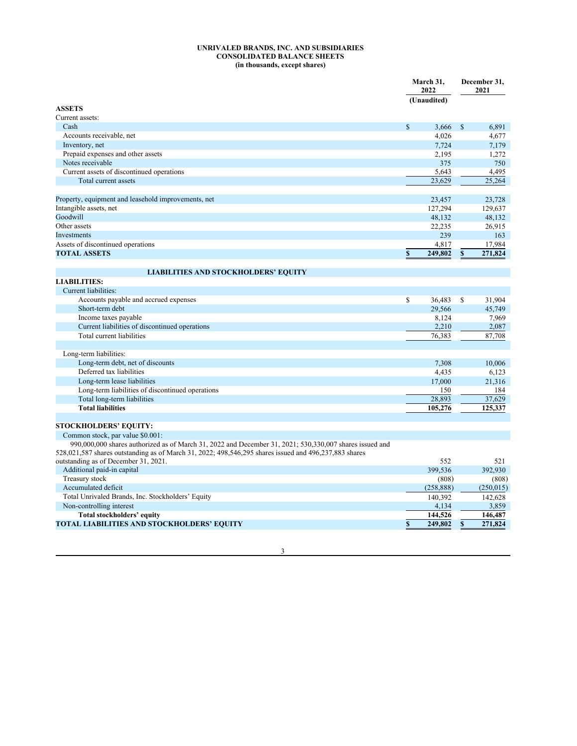**UNRIVALED BRANDS, INC. AND SUBSIDIARIES**
**CONSOLIDATED BALANCE SHEETS**
**(in thousands, except shares)**

| | March 31, 2022 (Unaudited) | December 31, 2021 |
|---|---|---|
| **ASSETS** | | |
| Current assets: | | |
| Cash | $ 3,666 | $ 6,891 |
| Accounts receivable, net | 4,026 | 4,677 |
| Inventory, net | 7,724 | 7,179 |
| Prepaid expenses and other assets | 2,195 | 1,272 |
| Notes receivable | 375 | 750 |
| Current assets of discontinued operations | 5,643 | 4,495 |
| Total current assets | 23,629 | 25,264 |
| | | |
| Property, equipment and leasehold improvements, net | 23,457 | 23,728 |
| Intangible assets, net | 127,294 | 129,637 |
| Goodwill | 48,132 | 48,132 |
| Other assets | 22,235 | 26,915 |
| Investments | 239 | 163 |
| Assets of discontinued operations | 4,817 | 17,984 |
| **TOTAL ASSETS** | **$ 249,802** | **$ 271,824** |
| | | |
| **LIABILITIES AND STOCKHOLDERS' EQUITY** | | |
| **LIABILITIES:** | | |
| Current liabilities: | | |
| Accounts payable and accrued expenses | $ 36,483 | $ 31,904 |
| Short-term debt | 29,566 | 45,749 |
| Income taxes payable | 8,124 | 7,969 |
| Current liabilities of discontinued operations | 2,210 | 2,087 |
| Total current liabilities | 76,383 | 87,708 |
| | | |
| Long-term liabilities: | | |
| Long-term debt, net of discounts | 7,308 | 10,006 |
| Deferred tax liabilities | 4,435 | 6,123 |
| Long-term lease liabilities | 17,000 | 21,316 |
| Long-term liabilities of discontinued operations | 150 | 184 |
| Total long-term liabilities | 28,893 | 37,629 |
| **Total liabilities** | **105,276** | **125,337** |
| | | |
| **STOCKHOLDERS' EQUITY:** | | |
| Common stock, par value $0.001: | | |
| 990,000,000 shares authorized as of March 31, 2022 and December 31, 2021; 530,330,007 shares issued and 528,021,587 shares outstanding as of March 31, 2022; 498,546,295 shares issued and 496,237,883 shares outstanding as of December 31, 2021. | 552 | 521 |
| Additional paid-in capital | 399,536 | 392,930 |
| Treasury stock | (808) | (808) |
| Accumulated deficit | (258,888) | (250,015) |
| Total Unrivaled Brands, Inc. Stockholders' Equity | 140,392 | 142,628 |
| Non-controlling interest | 4,134 | 3,859 |
| **Total stockholders' equity** | **144,526** | **146,487** |
| **TOTAL LIABILITIES AND STOCKHOLDERS' EQUITY** | **$ 249,802** | **$ 271,824** |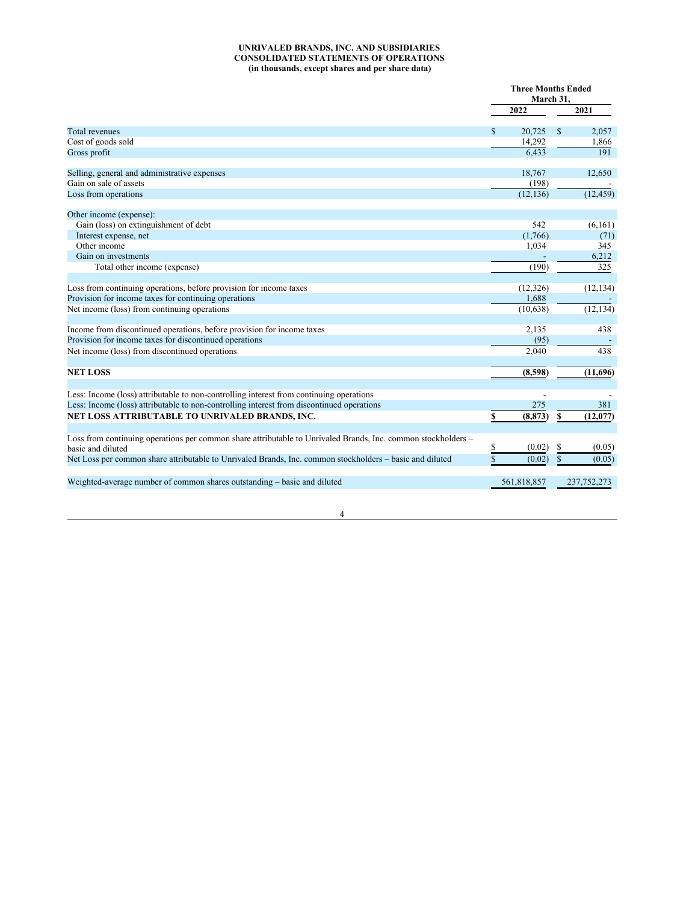**UNRIVALED BRANDS, INC. AND SUBSIDIARIES**
**CONSOLIDATED STATEMENTS OF OPERATIONS**
**(in thousands, except shares and per share data)**

| | Three Months Ended March 31, | |
|---|---|---|
| | **2022** | **2021** |
| Total revenues | $ 20,725 | $ 2,057 |
| Cost of goods sold | 14,292 | 1,866 |
| Gross profit | 6,433 | 191 |
| | | |
| Selling, general and administrative expenses | 18,767 | 12,650 |
| Gain on sale of assets | (198) | - |
| Loss from operations | (12,136) | (12,459) |
| | | |
| Other income (expense): | | |
| Gain (loss) on extinguishment of debt | 542 | (6,161) |
| Interest expense, net | (1,766) | (71) |
| Other income | 1,034 | 345 |
| Gain on investments | - | 6,212 |
| Total other income (expense) | (190) | 325 |
| | | |
| Loss from continuing operations, before provision for income taxes | (12,326) | (12,134) |
| Provision for income taxes for continuing operations | 1,688 | - |
| Net income (loss) from continuing operations | (10,638) | (12,134) |
| | | |
| Income from discontinued operations, before provision for income taxes | 2,135 | 438 |
| Provision for income taxes for discontinued operations | (95) | - |
| Net income (loss) from discontinued operations | 2,040 | 438 |
| | | |
| **NET LOSS** | **(8,598)** | **(11,696)** |
| | | |
| Less: Income (loss) attributable to non-controlling interest from continuing operations | - | - |
| Less: Income (loss) attributable to non-controlling interest from discontinued operations | 275 | 381 |
| **NET LOSS ATTRIBUTABLE TO UNRIVALED BRANDS, INC.** | **$ (8,873)** | **$ (12,077)** |
| | | |
| Loss from continuing operations per common share attributable to Unrivaled Brands, Inc. common stockholders – basic and diluted | $ (0.02) | $ (0.05) |
| Net Loss per common share attributable to Unrivaled Brands, Inc. common stockholders – basic and diluted | $ (0.02) | $ (0.05) |
| | | |
| Weighted-average number of common shares outstanding – basic and diluted | 561,818,857 | 237,752,273 |